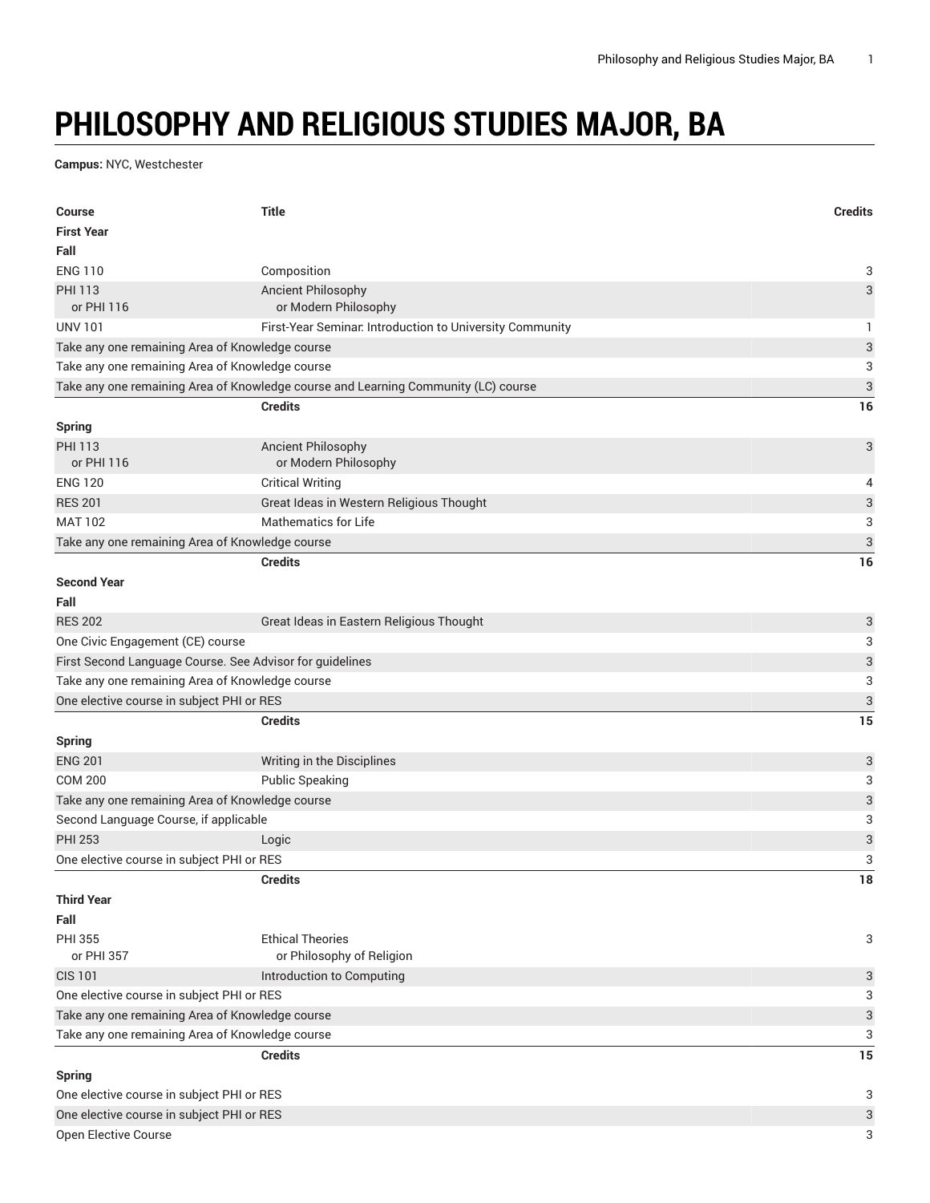# PHILOSOPHY AND RELIGIOUS STUDIES MAJOR, BA

**Campus:** NYC, Westchester

| Course | Title | Credits |
|---|---|---|
| **First Year** | | |
| **Fall** | | |
| ENG 110 | Composition | 3 |
| PHI 113<br>or PHI 116 | Ancient Philosophy<br>or Modern Philosophy | 3 |
| UNV 101 | First-Year Seminar: Introduction to University Community | 1 |
| Take any one remaining Area of Knowledge course | | 3 |
| Take any one remaining Area of Knowledge course | | 3 |
| Take any one remaining Area of Knowledge course and Learning Community (LC) course | | 3 |
| | **Credits** | **16** |
| **Spring** | | |
| PHI 113<br>or PHI 116 | Ancient Philosophy<br>or Modern Philosophy | 3 |
| ENG 120 | Critical Writing | 4 |
| RES 201 | Great Ideas in Western Religious Thought | 3 |
| MAT 102 | Mathematics for Life | 3 |
| Take any one remaining Area of Knowledge course | | 3 |
| | **Credits** | **16** |
| **Second Year** | | |
| **Fall** | | |
| RES 202 | Great Ideas in Eastern Religious Thought | 3 |
| One Civic Engagement (CE) course | | 3 |
| First Second Language Course. See Advisor for guidelines | | 3 |
| Take any one remaining Area of Knowledge course | | 3 |
| One elective course in subject PHI or RES | | 3 |
| | **Credits** | **15** |
| **Spring** | | |
| ENG 201 | Writing in the Disciplines | 3 |
| COM 200 | Public Speaking | 3 |
| Take any one remaining Area of Knowledge course | | 3 |
| Second Language Course, if applicable | | 3 |
| PHI 253 | Logic | 3 |
| One elective course in subject PHI or RES | | 3 |
| | **Credits** | **18** |
| **Third Year** | | |
| **Fall** | | |
| PHI 355<br>or PHI 357 | Ethical Theories<br>or Philosophy of Religion | 3 |
| CIS 101 | Introduction to Computing | 3 |
| One elective course in subject PHI or RES | | 3 |
| Take any one remaining Area of Knowledge course | | 3 |
| Take any one remaining Area of Knowledge course | | 3 |
| | **Credits** | **15** |
| **Spring** | | |
| One elective course in subject PHI or RES | | 3 |
| One elective course in subject PHI or RES | | 3 |
| Open Elective Course | | 3 |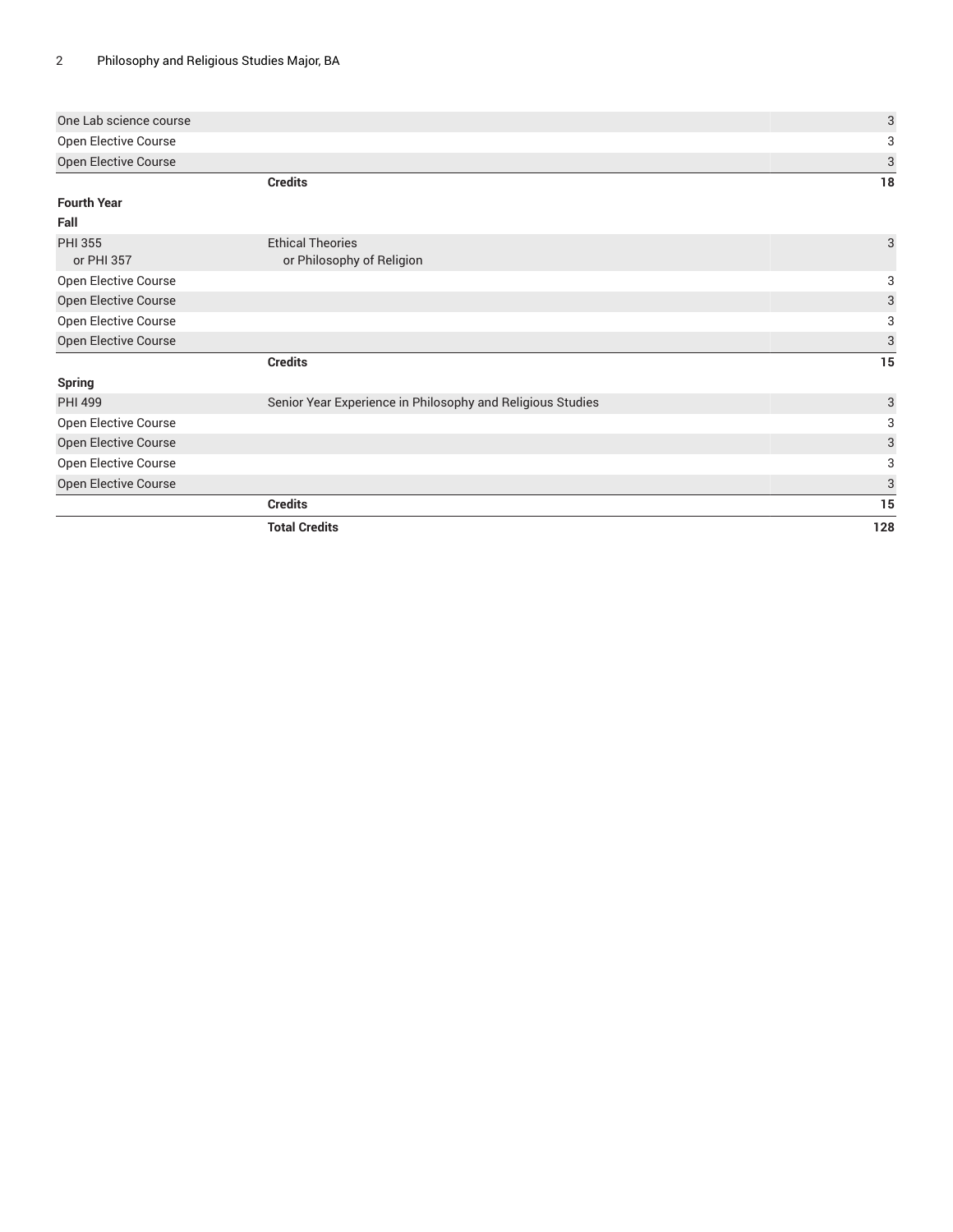| | | |
|---|---|---|
| One Lab science course | | 3 |
| Open Elective Course | | 3 |
| Open Elective Course | | 3 |
| | **Credits** | **18** |
| **Fourth Year** | | |
| **Fall** | | |
| PHI 355 or PHI 357 | Ethical Theories or Philosophy of Religion | 3 |
| Open Elective Course | | 3 |
| Open Elective Course | | 3 |
| Open Elective Course | | 3 |
| Open Elective Course | | 3 |
| | **Credits** | **15** |
| **Spring** | | |
| PHI 499 | Senior Year Experience in Philosophy and Religious Studies | 3 |
| Open Elective Course | | 3 |
| Open Elective Course | | 3 |
| Open Elective Course | | 3 |
| Open Elective Course | | 3 |
| | **Credits** | **15** |
| | **Total Credits** | **128** |